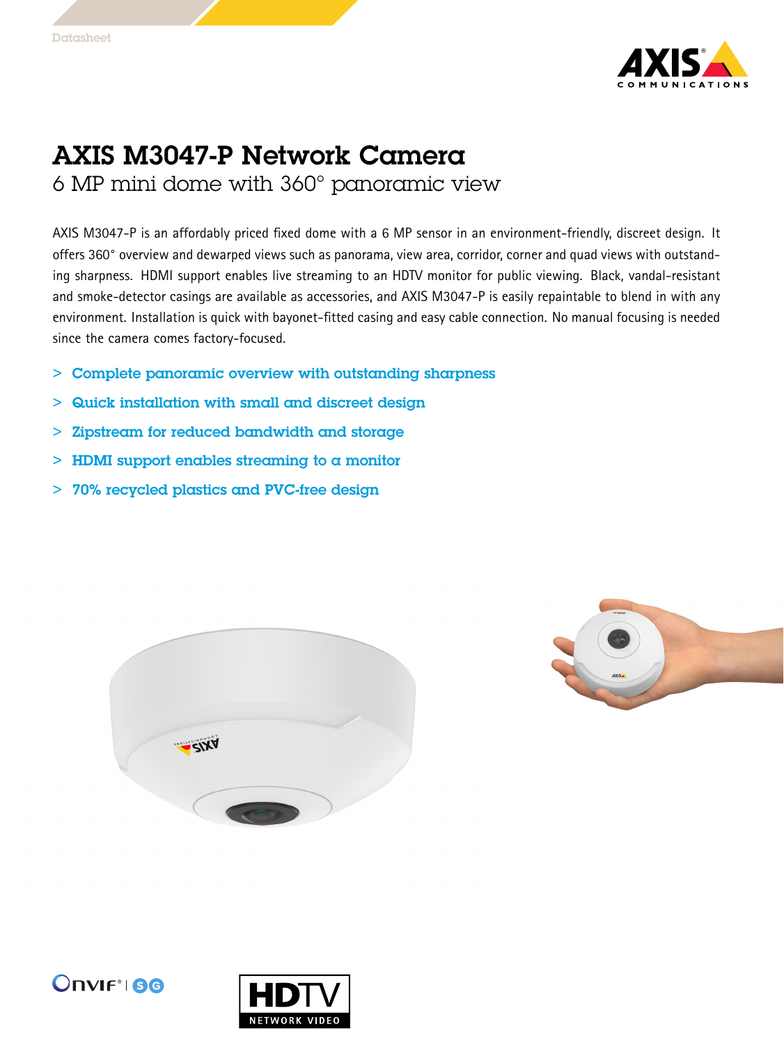Datasheet

# AXIS M3047-P Network Camera

## 6 MP mini dome with 360° panoramic view

AXIS M3047-P is an affordably priced fixed dome with a 6 MP sensor in an environment-friendly, discreet design. It offers 360° overview and dewarped views such as panorama, view area, corridor, corner and quad views with outstanding sharpness. HDMI support enables live streaming to an HDTV monitor for public viewing. Black, vandal-resistant and smoke-detector casings are available as accessories, and AXIS M3047-P is easily repaintable to blend in with any environment. Installation is quick with bayonet-fitted casing and easy cable connection. No manual focusing is needed since the camera comes factory-focused.

- **Complete panoramic overview with outstanding sharpness**
- **Quick installation with small and discreet design**
- **Zipstream for reduced bandwidth and storage**
- **HDMI support enables streaming to a monitor**
- **70% recycled plastics and PVC-free design**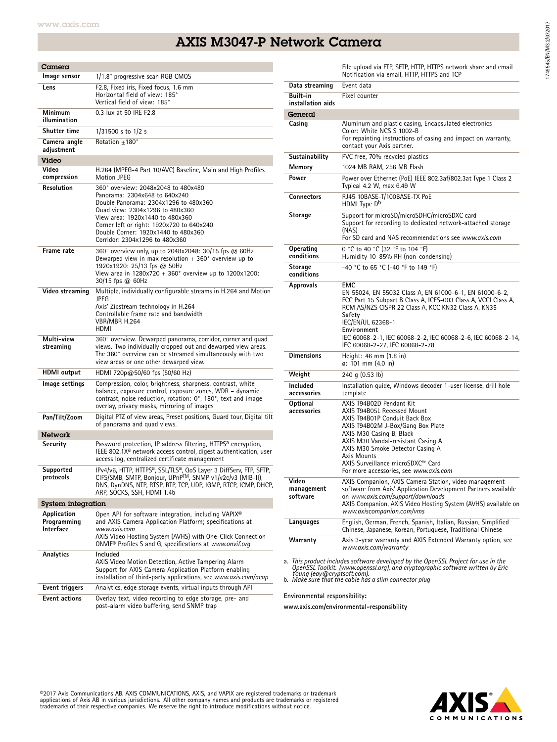# AXIS M3047-P Network Camera

## Camera

| | |
|---|---|
| Image sensor | 1/1.8" progressive scan RGB CMOS |
| Lens | F2.8, Fixed iris, Fixed focus, 1.6 mm<br>Horizontal field of view: 185°<br>Vertical field of view: 185° |
| Minimum illumination | 0.3 lux at 50 IRE F2.8 |
| Shutter time | 1/31500 s to 1/2 s |
| Camera angle adjustment | Rotation ±180° |

## Video

| | |
|---|---|
| Video compression | H.264 (MPEG-4 Part 10/AVC) Baseline, Main and High Profiles<br>Motion JPEG |
| Resolution | 360° overview: 2048x2048 to 480x480<br>Panorama: 2304x648 to 640x240<br>Double Panorama: 2304x1296 to 480x360<br>Quad view: 2304x1296 to 480x360<br>View area: 1920x1440 to 480x360<br>Corner left or right: 1920x720 to 640x240<br>Double Corner: 1920x1440 to 480x360<br>Corridor: 2304x1296 to 480x360 |
| Frame rate | 360° overview only, up to 2048x2048: 30/15 fps @ 60Hz<br>Dewarped view in max resolution + 360° overview up to 1920x1920: 25/13 fps @ 50Hz<br>View area in 1280x720 + 360° overview up to 1200x1200: 30/15 fps @ 60Hz |
| Video streaming | Multiple, individually configurable streams in H.264 and Motion JPEG<br>Axis' Zipstream technology in H.264<br>Controllable frame rate and bandwidth<br>VBR/MBR H.264<br>HDMI |
| Multi-view streaming | 360° overview. Dewarped panorama, corridor, corner and quad views. Two individually cropped out and dewarped view areas. The 360° overview can be streamed simultaneously with two view areas or one other dewarped view. |
| HDMI output | HDMI 720p@50/60 fps (50/60 Hz) |
| Image settings | Compression, color, brightness, sharpness, contrast, white balance, exposure control, exposure zones, WDR – dynamic contrast, noise reduction, rotation: 0°, 180°, text and image overlay, privacy masks, mirroring of images |
| Pan/Tilt/Zoom | Digital PTZ of view areas, Preset positions, Guard tour, Digital tilt of panorama and quad views. |

## Network

| | |
|---|---|
| Security | Password protection, IP address filtering, HTTPS[a] encryption, IEEE 802.1X[a] network access control, digest authentication, user access log, centralized certificate management |
| Supported protocols | IPv4/v6, HTTP, HTTPS[a], SSL/TLS[a], QoS Layer 3 DiffServ, FTP, SFTP, CIFS/SMB, SMTP, Bonjour, UPnP™, SNMP v1/v2c/v3 (MIB-II), DNS, DynDNS, NTP, RTSP, RTP, TCP, UDP, IGMP, RTCP, ICMP, DHCP, ARP, SOCKS, SSH, HDMI 1.4b |

## System integration

| | |
|---|---|
| Application Programming Interface | Open API for software integration, including VAPIX® and AXIS Camera Application Platform; specifications at *www.axis.com*<br>AXIS Video Hosting System (AVHS) with One-Click Connection<br>ONVIF® Profiles S and G, specifications at *www.onvif.org* |
| Analytics | Included<br>AXIS Video Motion Detection, Active Tampering Alarm<br>Support for AXIS Camera Application Platform enabling installation of third-party applications, see *www.axis.com/acap* |
| Event triggers | Analytics, edge storage events, virtual inputs through API |
| Event actions | Overlay text, video recording to edge storage, pre- and post-alarm video buffering, send SNMP trap<br>File upload via FTP, SFTP, HTTP, HTTPS network share and email<br>Notification via email, HTTP, HTTPS and TCP |
| Data streaming | Event data |
| Built-in installation aids | Pixel counter |

## General

| | |
|---|---|
| Casing | Aluminum and plastic casing, Encapsulated electronics<br>Color: White NCS S 1002-B<br>For repainting instructions of casing and impact on warranty, contact your Axis partner. |
| Sustainability | PVC free, 70% recycled plastics |
| Memory | 1024 MB RAM, 256 MB Flash |
| Power | Power over Ethernet (PoE) IEEE 802.3af/802.3at Type 1 Class 2<br>Typical 4.2 W, max 6.49 W |
| Connectors | RJ45 10BASE-T/100BASE-TX PoE<br>HDMI Type D[b] |
| Storage | Support for microSD/microSDHC/microSDXC card<br>Support for recording to dedicated network-attached storage (NAS)<br>For SD card and NAS recommendations see *www.axis.com* |
| Operating conditions | 0 °C to 40 °C (32 °F to 104 °F)<br>Humidity 10–85% RH (non-condensing) |
| Storage conditions | -40 °C to 65 °C (-40 °F to 149 °F) |
| Approvals | **EMC**<br>EN 55024, EN 55032 Class A, EN 61000-6-1, EN 61000-6-2, FCC Part 15 Subpart B Class A, ICES-003 Class A, VCCI Class A, RCM AS/NZS CISPR 22 Class A, KCC KN32 Class A, KN35<br>**Safety**<br>IEC/EN/UL 62368-1<br>**Environment**<br>IEC 60068-2-1, IEC 60068-2-2, IEC 60068-2-6, IEC 60068-2-14, IEC 60068-2-27, IEC 60068-2-78 |
| Dimensions | Height: 46 mm (1.8 in)<br>ø: 101 mm (4.0 in) |
| Weight | 240 g (0.53 lb) |
| Included accessories | Installation guide, Windows decoder 1-user license, drill hole template |
| Optional accessories | AXIS T94B02D Pendant Kit<br>AXIS T94B05L Recessed Mount<br>AXIS T94B01P Conduit Back Box<br>AXIS T94B02M J-Box/Gang Box Plate<br>AXIS M30 Casing B, Black<br>AXIS M30 Vandal-resistant Casing A<br>AXIS M30 Smoke Detector Casing A<br>Axis Mounts<br>AXIS Surveillance microSDXC™ Card<br>For more accessories, see *www.axis.com* |
| Video management software | AXIS Companion, AXIS Camera Station, video management software from Axis' Application Development Partners available on *www.axis.com/support/downloads*<br>AXIS Companion, AXIS Video Hosting System (AVHS) available on *www.axiscompanion.com/vms* |
| Languages | English, German, French, Spanish, Italian, Russian, Simplified Chinese, Japanese, Korean, Portuguese, Traditional Chinese |
| Warranty | Axis 3-year warranty and AXIS Extended Warranty option, see *www.axis.com/warranty* |

a. *This product includes software developed by the OpenSSL Project for use in the OpenSSL Toolkit. (www.openssl.org), and cryptographic software written by Eric Young (eay@cryptsoft.com).*
b. *Make sure that the cable has a slim connector plug*

**Environmental responsibility:**

**www.axis.com/environmental-responsibility**

©2017 Axis Communications AB. AXIS COMMUNICATIONS, AXIS, and VAPIX are registered trademarks or trademark applications of Axis AB in various jurisdictions. All other company names and products are trademarks or registered trademarks of their respective companies. We reserve the right to introduce modifications without notice.